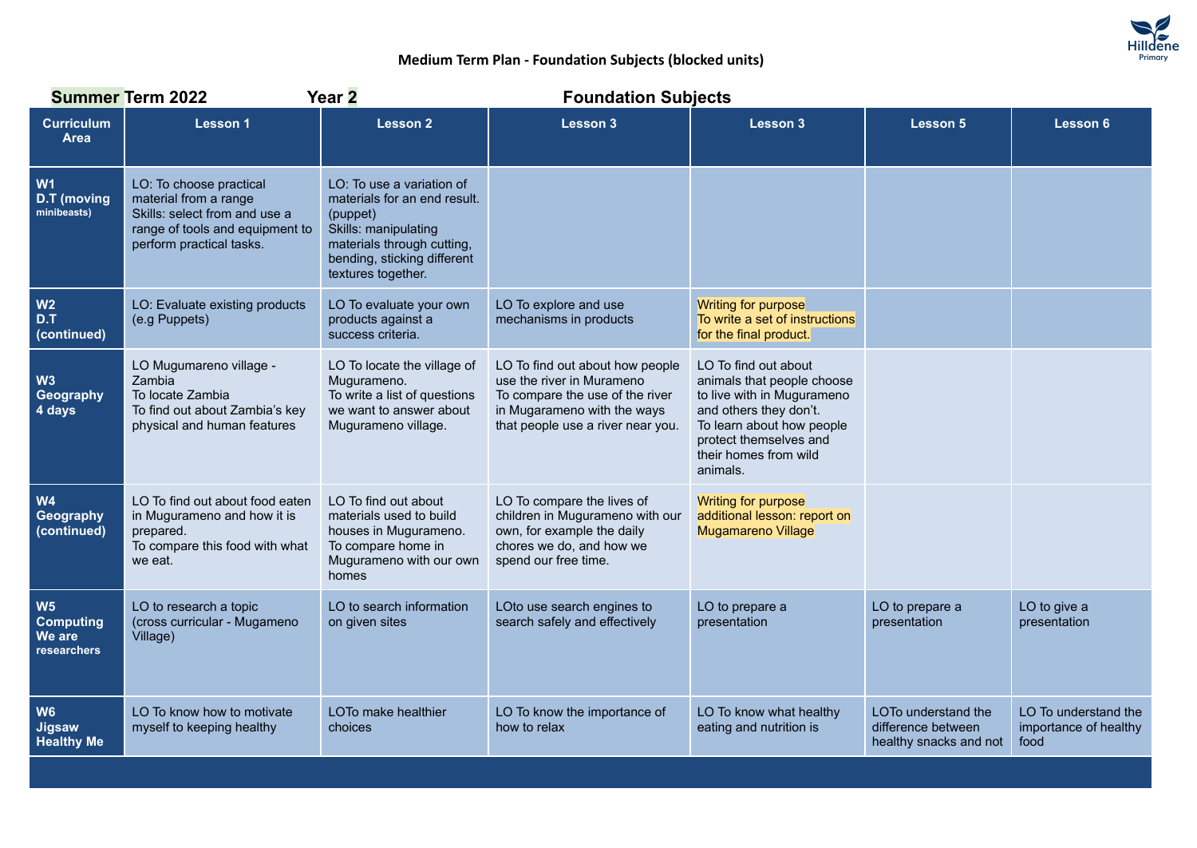Hilldene Primary

# Medium Term Plan - Foundation Subjects (blocked units)

**Summer Term 2022** **Year 2** **Foundation Subjects**

| Curriculum Area | Lesson 1 | Lesson 2 | Lesson 3 | Lesson 3 | Lesson 5 | Lesson 6 |
|---|---|---|---|---|---|---|
| **W1 D.T (moving minibeasts)** | LO: To choose practical material from a range<br>Skills: select from and use a range of tools and equipment to perform practical tasks. | LO: To use a variation of materials for an end result. (puppet)<br>Skills: manipulating materials through cutting, bending, sticking different textures together. | | | | |
| **W2 D.T (continued)** | LO: Evaluate existing products (e.g Puppets) | LO To evaluate your own products against a success criteria. | LO To explore and use mechanisms in products | Writing for purpose<br>To write a set of instructions for the final product. | | |
| **W3 Geography 4 days** | LO Mugumareno village - Zambia<br>To locate Zambia<br>To find out about Zambia's key physical and human features | LO To locate the village of Mugurameno.<br>To write a list of questions we want to answer about Mugurameno village. | LO To find out about how people use the river in Murameno<br>To compare the use of the river in Mugarameno with the ways that people use a river near you. | LO To find out about animals that people choose to live with in Mugurameno and others they don't.<br>To learn about how people protect themselves and their homes from wild animals. | | |
| **W4 Geography (continued)** | LO To find out about food eaten in Muguramemo and how it is prepared.<br>To compare this food with what we eat. | LO To find out about materials used to build houses in Muguramemo.<br>To compare home in Muguramemo with our own homes | LO To compare the lives of children in Muguramemo with our own, for example the daily chores we do, and how we spend our free time. | Writing for purpose additional lesson: report on Mugamareno Village | | |
| **W5 Computing We are researchers** | LO to research a topic (cross curricular - Mugameno Village) | LO to search information on given sites | LOto use search engines to search safely and effectively | LO to prepare a presentation | LO to prepare a presentation | LO to give a presentation |
| **W6 Jigsaw Healthy Me** | LO To know how to motivate myself to keeping healthy | LOTo make healthier choices | LO To know the importance of how to relax | LO To know what healthy eating and nutrition is | LOTo understand the difference between healthy snacks and not | LO To understand the importance of healthy food |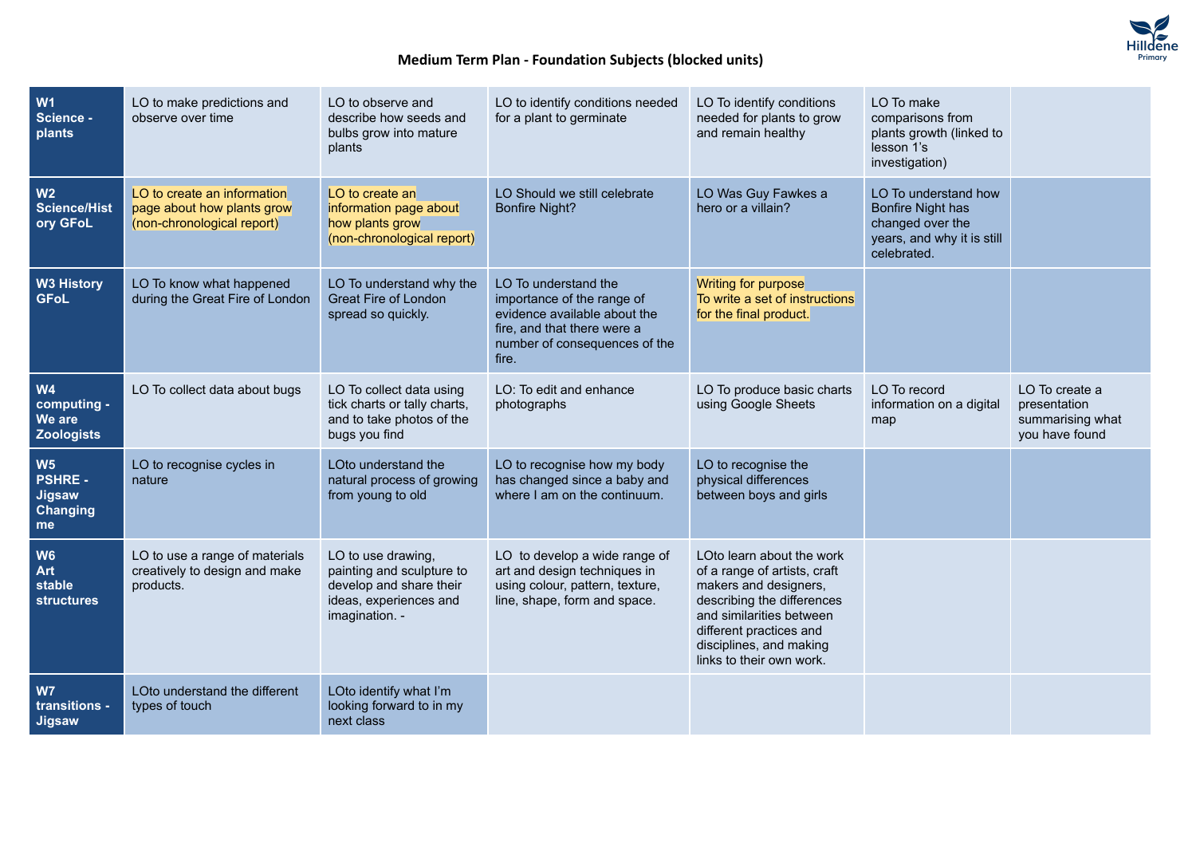## Medium Term Plan - Foundation Subjects (blocked units)

| | | | | | | |
|---|---|---|---|---|---|---|
| **W1 Science - plants** | LO to make predictions and observe over time | LO to observe and describe how seeds and bulbs grow into mature plants | LO to identify conditions needed for a plant to germinate | LO To identify conditions needed for plants to grow and remain healthy | LO To make comparisons from plants growth (linked to lesson 1's investigation) | |
| **W2 Science/History GFoL** | LO to create an information page about how plants grow (non-chronological report) | LO to create an information page about how plants grow (non-chronological report) | LO Should we still celebrate Bonfire Night? | LO Was Guy Fawkes a hero or a villain? | LO To understand how Bonfire Night has changed over the years, and why it is still celebrated. | |
| **W3 History GFoL** | LO To know what happened during the Great Fire of London | LO To understand why the Great Fire of London spread so quickly. | LO To understand the importance of the range of evidence available about the fire, and that there were a number of consequences of the fire. | Writing for purpose<br>To write a set of instructions for the final product. | | |
| **W4 computing - We are Zoologists** | LO To collect data about bugs | LO To collect data using tick charts or tally charts, and to take photos of the bugs you find | LO: To edit and enhance photographs | LO To produce basic charts using Google Sheets | LO To record information on a digital map | LO To create a presentation summarising what you have found |
| **W5 PSHRE - Jigsaw Changing me** | LO to recognise cycles in nature | LOto understand the natural process of growing from young to old | LO to recognise how my body has changed since a baby and where I am on the continuum. | LO to recognise the physical differences between boys and girls | | |
| **W6 Art stable structures** | LO to use a range of materials creatively to design and make products. | LO to use drawing, painting and sculpture to develop and share their ideas, experiences and imagination. - | LO to develop a wide range of art and design techniques in using colour, pattern, texture, line, shape, form and space. | LOto learn about the work of a range of artists, craft makers and designers, describing the differences and similarities between different practices and disciplines, and making links to their own work. | | |
| **W7 transitions - Jigsaw** | LOto understand the different types of touch | LOto identify what I'm looking forward to in my next class | | | | |